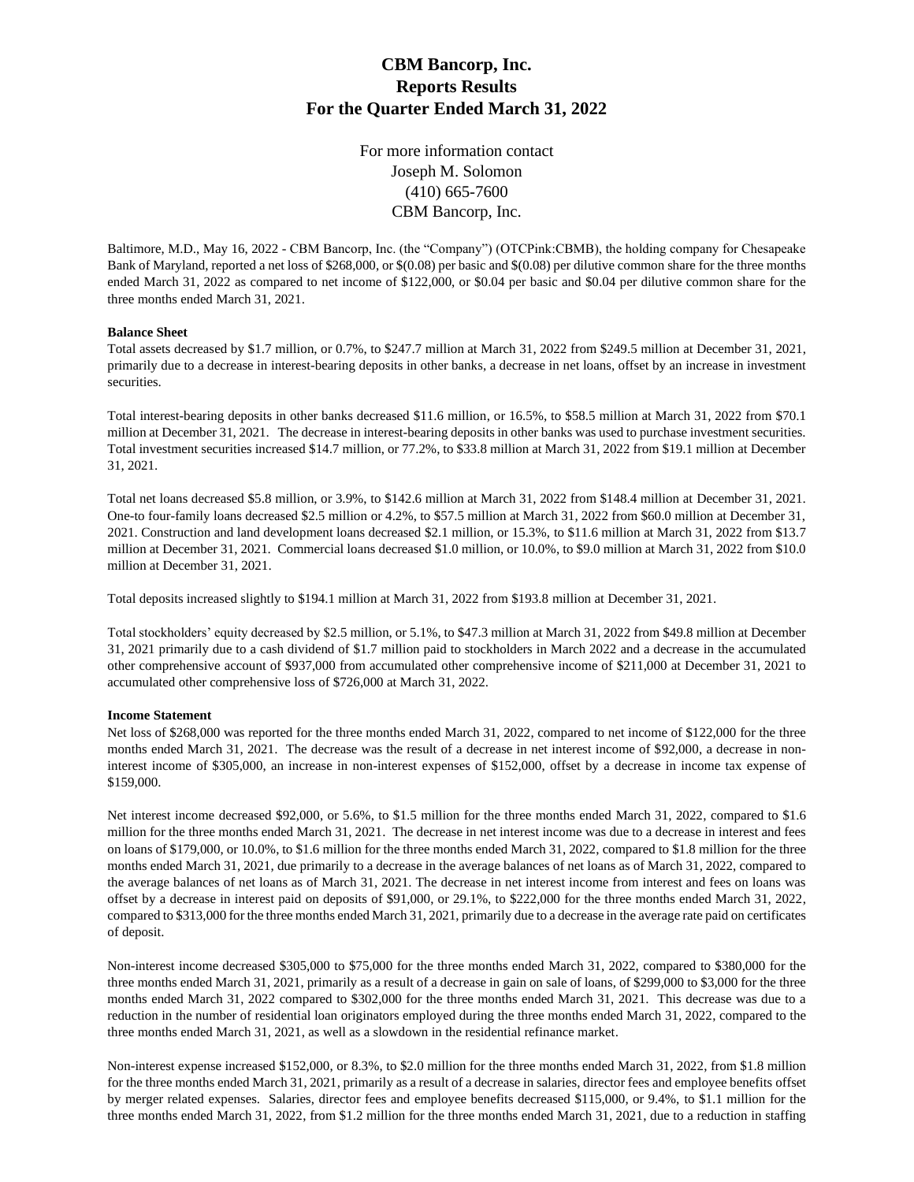# CBM Bancorp, Inc.
# Reports Results
# For the Quarter Ended March 31, 2022

For more information contact
Joseph M. Solomon
(410) 665-7600
CBM Bancorp, Inc.

Baltimore, M.D., May 16, 2022 - CBM Bancorp, Inc. (the "Company") (OTCPink:CBMB), the holding company for Chesapeake Bank of Maryland, reported a net loss of $268,000, or $(0.08) per basic and $(0.08) per dilutive common share for the three months ended March 31, 2022 as compared to net income of $122,000, or $0.04 per basic and $0.04 per dilutive common share for the three months ended March 31, 2021.

**Balance Sheet**

Total assets decreased by $1.7 million, or 0.7%, to $247.7 million at March 31, 2022 from $249.5 million at December 31, 2021, primarily due to a decrease in interest-bearing deposits in other banks, a decrease in net loans, offset by an increase in investment securities.

Total interest-bearing deposits in other banks decreased $11.6 million, or 16.5%, to $58.5 million at March 31, 2022 from $70.1 million at December 31, 2021. The decrease in interest-bearing deposits in other banks was used to purchase investment securities. Total investment securities increased $14.7 million, or 77.2%, to $33.8 million at March 31, 2022 from $19.1 million at December 31, 2021.

Total net loans decreased $5.8 million, or 3.9%, to $142.6 million at March 31, 2022 from $148.4 million at December 31, 2021. One-to four-family loans decreased $2.5 million or 4.2%, to $57.5 million at March 31, 2022 from $60.0 million at December 31, 2021. Construction and land development loans decreased $2.1 million, or 15.3%, to $11.6 million at March 31, 2022 from $13.7 million at December 31, 2021. Commercial loans decreased $1.0 million, or 10.0%, to $9.0 million at March 31, 2022 from $10.0 million at December 31, 2021.

Total deposits increased slightly to $194.1 million at March 31, 2022 from $193.8 million at December 31, 2021.

Total stockholders' equity decreased by $2.5 million, or 5.1%, to $47.3 million at March 31, 2022 from $49.8 million at December 31, 2021 primarily due to a cash dividend of $1.7 million paid to stockholders in March 2022 and a decrease in the accumulated other comprehensive account of $937,000 from accumulated other comprehensive income of $211,000 at December 31, 2021 to accumulated other comprehensive loss of $726,000 at March 31, 2022.

**Income Statement**

Net loss of $268,000 was reported for the three months ended March 31, 2022, compared to net income of $122,000 for the three months ended March 31, 2021. The decrease was the result of a decrease in net interest income of $92,000, a decrease in non-interest income of $305,000, an increase in non-interest expenses of $152,000, offset by a decrease in income tax expense of $159,000.

Net interest income decreased $92,000, or 5.6%, to $1.5 million for the three months ended March 31, 2022, compared to $1.6 million for the three months ended March 31, 2021. The decrease in net interest income was due to a decrease in interest and fees on loans of $179,000, or 10.0%, to $1.6 million for the three months ended March 31, 2022, compared to $1.8 million for the three months ended March 31, 2021, due primarily to a decrease in the average balances of net loans as of March 31, 2022, compared to the average balances of net loans as of March 31, 2021. The decrease in net interest income from interest and fees on loans was offset by a decrease in interest paid on deposits of $91,000, or 29.1%, to $222,000 for the three months ended March 31, 2022, compared to $313,000 for the three months ended March 31, 2021, primarily due to a decrease in the average rate paid on certificates of deposit.

Non-interest income decreased $305,000 to $75,000 for the three months ended March 31, 2022, compared to $380,000 for the three months ended March 31, 2021, primarily as a result of a decrease in gain on sale of loans, of $299,000 to $3,000 for the three months ended March 31, 2022 compared to $302,000 for the three months ended March 31, 2021. This decrease was due to a reduction in the number of residential loan originators employed during the three months ended March 31, 2022, compared to the three months ended March 31, 2021, as well as a slowdown in the residential refinance market.

Non-interest expense increased $152,000, or 8.3%, to $2.0 million for the three months ended March 31, 2022, from $1.8 million for the three months ended March 31, 2021, primarily as a result of a decrease in salaries, director fees and employee benefits offset by merger related expenses. Salaries, director fees and employee benefits decreased $115,000, or 9.4%, to $1.1 million for the three months ended March 31, 2022, from $1.2 million for the three months ended March 31, 2021, due to a reduction in staffing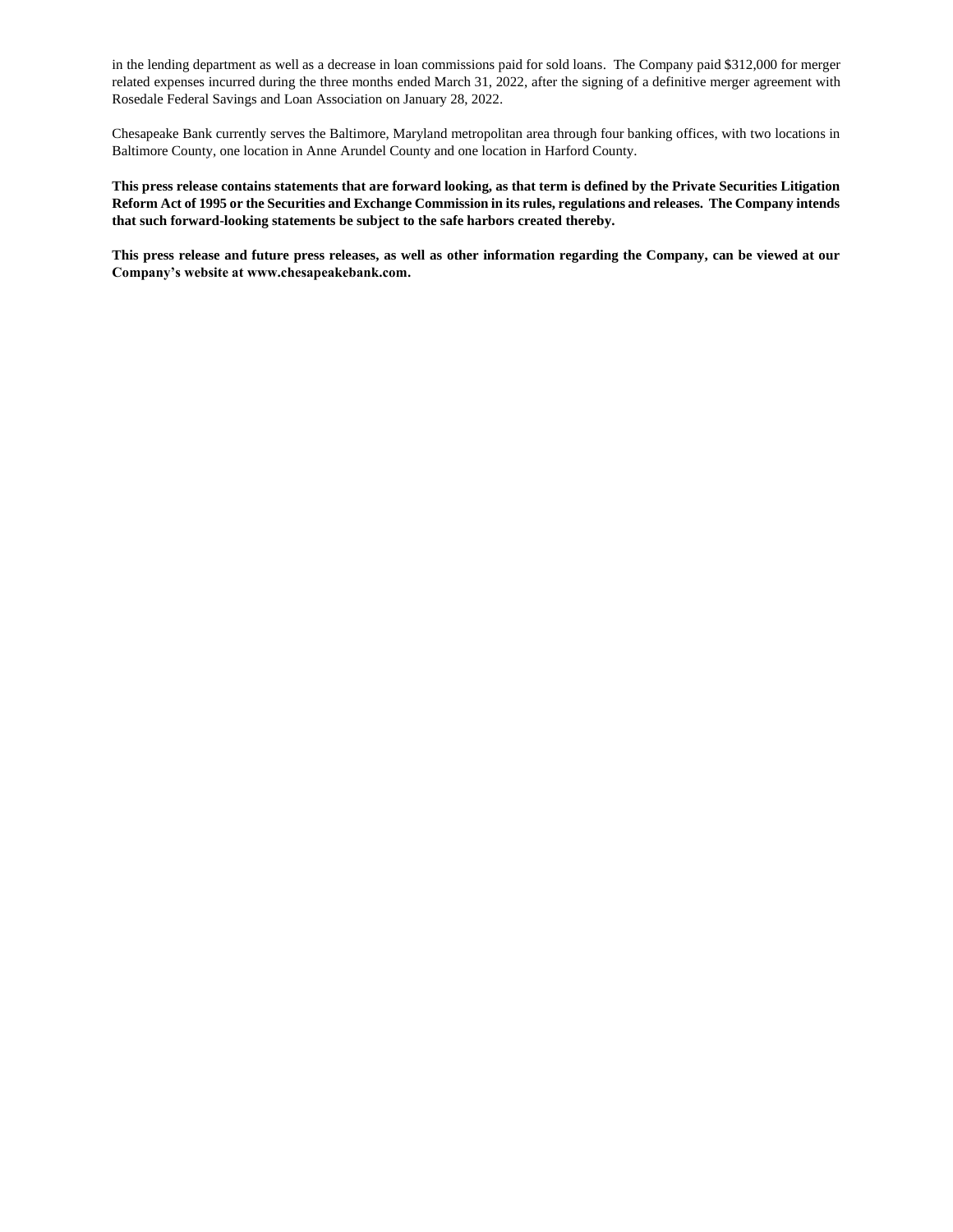in the lending department as well as a decrease in loan commissions paid for sold loans. The Company paid $312,000 for merger related expenses incurred during the three months ended March 31, 2022, after the signing of a definitive merger agreement with Rosedale Federal Savings and Loan Association on January 28, 2022.

Chesapeake Bank currently serves the Baltimore, Maryland metropolitan area through four banking offices, with two locations in Baltimore County, one location in Anne Arundel County and one location in Harford County.

**This press release contains statements that are forward looking, as that term is defined by the Private Securities Litigation Reform Act of 1995 or the Securities and Exchange Commission in its rules, regulations and releases. The Company intends that such forward-looking statements be subject to the safe harbors created thereby.**

**This press release and future press releases, as well as other information regarding the Company, can be viewed at our Company's website at www.chesapeakebank.com.**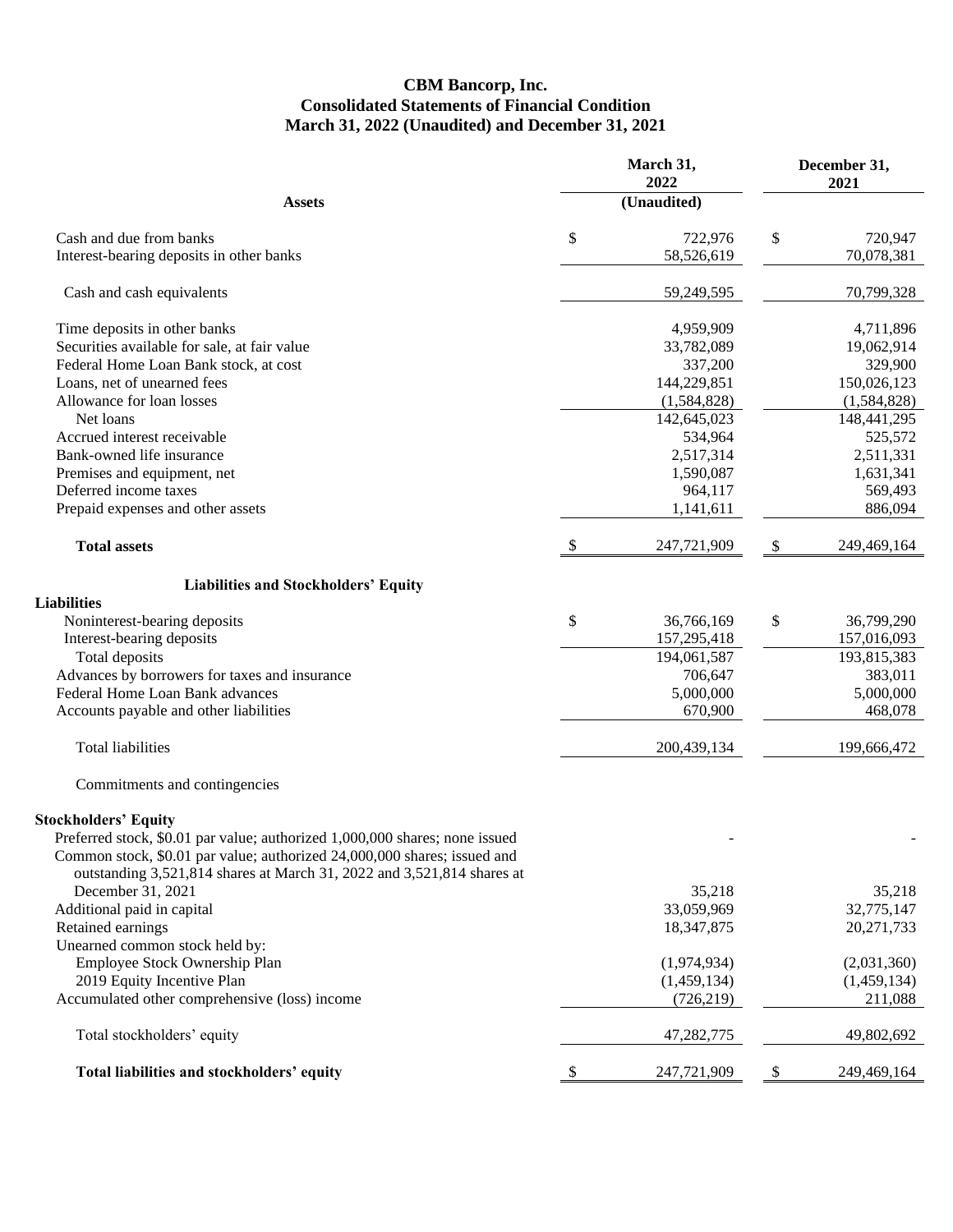# CBM Bancorp, Inc.
## Consolidated Statements of Financial Condition
### March 31, 2022 (Unaudited) and December 31, 2021

| Assets | March 31, 2022 (Unaudited) | December 31, 2021 |
|---|---|---|
| Cash and due from banks | $ 722,976 | $ 720,947 |
| Interest-bearing deposits in other banks | 58,526,619 | 70,078,381 |
| Cash and cash equivalents | 59,249,595 | 70,799,328 |
| Time deposits in other banks | 4,959,909 | 4,711,896 |
| Securities available for sale, at fair value | 33,782,089 | 19,062,914 |
| Federal Home Loan Bank stock, at cost | 337,200 | 329,900 |
| Loans, net of unearned fees | 144,229,851 | 150,026,123 |
| Allowance for loan losses | (1,584,828) | (1,584,828) |
| Net loans | 142,645,023 | 148,441,295 |
| Accrued interest receivable | 534,964 | 525,572 |
| Bank-owned life insurance | 2,517,314 | 2,511,331 |
| Premises and equipment, net | 1,590,087 | 1,631,341 |
| Deferred income taxes | 964,117 | 569,493 |
| Prepaid expenses and other assets | 1,141,611 | 886,094 |
| **Total assets** | $ 247,721,909 | $ 249,469,164 |
| **Liabilities and Stockholders' Equity** | | |
| **Liabilities** | | |
| Noninterest-bearing deposits | $ 36,766,169 | $ 36,799,290 |
| Interest-bearing deposits | 157,295,418 | 157,016,093 |
| Total deposits | 194,061,587 | 193,815,383 |
| Advances by borrowers for taxes and insurance | 706,647 | 383,011 |
| Federal Home Loan Bank advances | 5,000,000 | 5,000,000 |
| Accounts payable and other liabilities | 670,900 | 468,078 |
| Total liabilities | 200,439,134 | 199,666,472 |
| Commitments and contingencies | | |
| **Stockholders' Equity** | | |
| Preferred stock, $0.01 par value; authorized 1,000,000 shares; none issued | - | - |
| Common stock, $0.01 par value; authorized 24,000,000 shares; issued and outstanding 3,521,814 shares at March 31, 2022 and 3,521,814 shares at December 31, 2021 | 35,218 | 35,218 |
| Additional paid in capital | 33,059,969 | 32,775,147 |
| Retained earnings | 18,347,875 | 20,271,733 |
| Unearned common stock held by: | | |
| Employee Stock Ownership Plan | (1,974,934) | (2,031,360) |
| 2019 Equity Incentive Plan | (1,459,134) | (1,459,134) |
| Accumulated other comprehensive (loss) income | (726,219) | 211,088 |
| Total stockholders' equity | 47,282,775 | 49,802,692 |
| **Total liabilities and stockholders' equity** | $ 247,721,909 | $ 249,469,164 |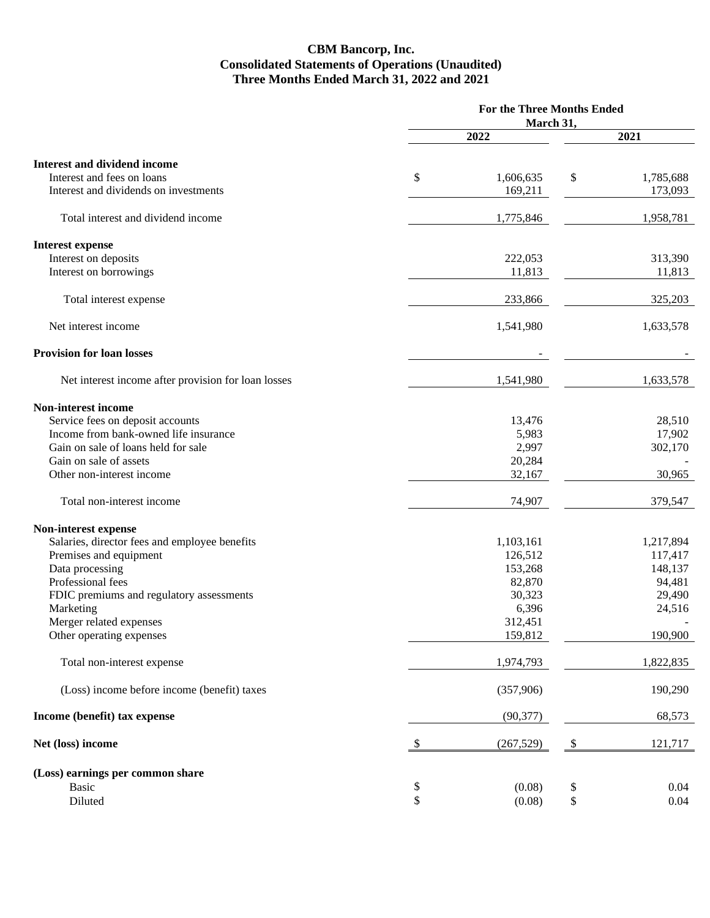# CBM Bancorp, Inc.
## Consolidated Statements of Operations (Unaudited)
### Three Months Ended March 31, 2022 and 2021

| | For the Three Months Ended March 31, | |
|---|---|---|
| | 2022 | 2021 |
| **Interest and dividend income** | | |
| Interest and fees on loans | $ 1,606,635 | $ 1,785,688 |
| Interest and dividends on investments | 169,211 | 173,093 |
| Total interest and dividend income | 1,775,846 | 1,958,781 |
| **Interest expense** | | |
| Interest on deposits | 222,053 | 313,390 |
| Interest on borrowings | 11,813 | 11,813 |
| Total interest expense | 233,866 | 325,203 |
| Net interest income | 1,541,980 | 1,633,578 |
| **Provision for loan losses** | - | - |
| Net interest income after provision for loan losses | 1,541,980 | 1,633,578 |
| **Non-interest income** | | |
| Service fees on deposit accounts | 13,476 | 28,510 |
| Income from bank-owned life insurance | 5,983 | 17,902 |
| Gain on sale of loans held for sale | 2,997 | 302,170 |
| Gain on sale of assets | 20,284 | - |
| Other non-interest income | 32,167 | 30,965 |
| Total non-interest income | 74,907 | 379,547 |
| **Non-interest expense** | | |
| Salaries, director fees and employee benefits | 1,103,161 | 1,217,894 |
| Premises and equipment | 126,512 | 117,417 |
| Data processing | 153,268 | 148,137 |
| Professional fees | 82,870 | 94,481 |
| FDIC premiums and regulatory assessments | 30,323 | 29,490 |
| Marketing | 6,396 | 24,516 |
| Merger related expenses | 312,451 | - |
| Other operating expenses | 159,812 | 190,900 |
| Total non-interest expense | 1,974,793 | 1,822,835 |
| (Loss) income before income (benefit) taxes | (357,906) | 190,290 |
| **Income (benefit) tax expense** | (90,377) | 68,573 |
| **Net (loss) income** | $ (267,529) | $ 121,717 |
| **(Loss) earnings per common share** | | |
| Basic | $ (0.08) | $ 0.04 |
| Diluted | $ (0.08) | $ 0.04 |